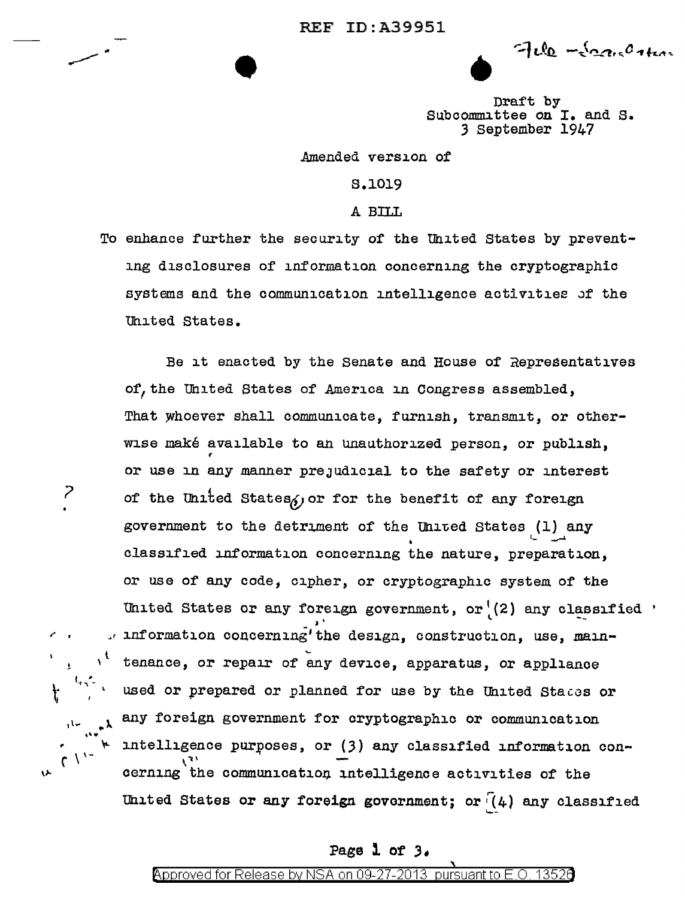REF ID:A39951

File - Legislation

Draft by
Subcommittee on I. and S.
3 September 1947

Amended version of

S.1019

A BILL

To enhance further the security of the United States by preventing disclosures of information concerning the cryptographic systems and the communication intelligence activities of the United States.

Be it enacted by the Senate and House of Representatives of the United States of America in Congress assembled, That whoever shall communicate, furnish, transmit, or otherwise make available to an unauthorized person, or publish, or use in any manner prejudicial to the safety or interest of the United States, or for the benefit of any foreign government to the detriment of the United States (1) any classified information concerning the nature, preparation, or use of any code, cipher, or cryptographic system of the United States or any foreign government, or (2) any classified information concerning the design, construction, use, maintenance, or repair of any device, apparatus, or appliance used or prepared or planned for use by the United States or any foreign government for cryptographic or communication intelligence purposes, or (3) any classified information concerning the communication intelligence activities of the United States or any foreign government; or (4) any classified

Approved for Release by NSA on 09-27-2013 pursuant to E.O. 13526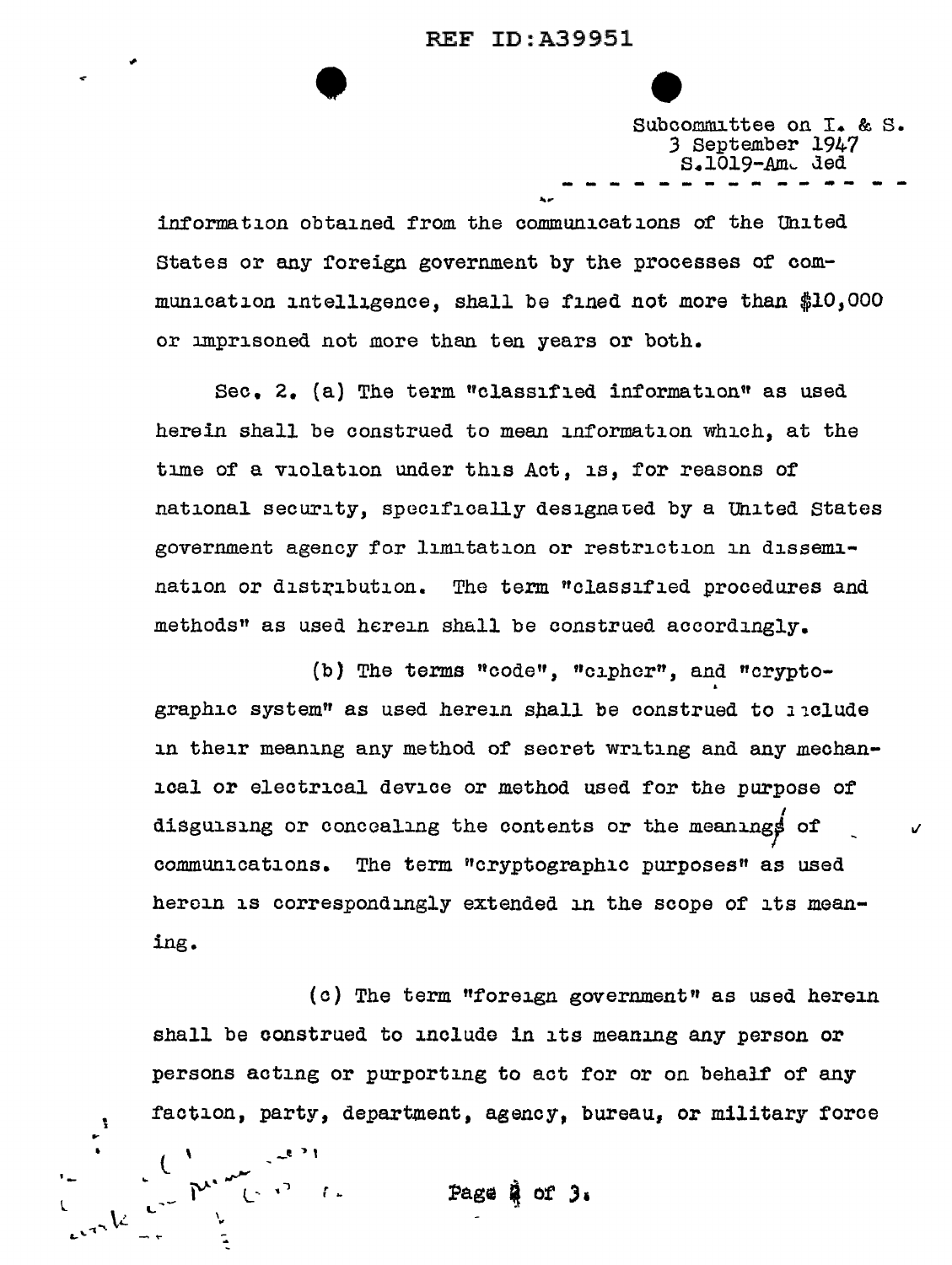Subcommittee on I. & S.
3 September 1947
S.1019-Amended

information obtained from the communications of the United States or any foreign government by the processes of communication intelligence, shall be fined not more than $10,000 or imprisoned not more than ten years or both.

Sec. 2. (a) The term "classified information" as used herein shall be construed to mean information which, at the time of a violation under this Act, is, for reasons of national security, specifically designated by a United States government agency for limitation or restriction in dissemination or distribution. The term "classified procedures and methods" as used herein shall be construed accordingly.

(b) The terms "code", "cipher", and "cryptographic system" as used herein shall be construed to include in their meaning any method of secret writing and any mechanical or electrical device or method used for the purpose of disguising or concealing the contents or the meanings of communications. The term "cryptographic purposes" as used herein is correspondingly extended in the scope of its meaning.

(c) The term "foreign government" as used herein shall be construed to include in its meaning any person or persons acting or purporting to act for or on behalf of any faction, party, department, agency, bureau, or military force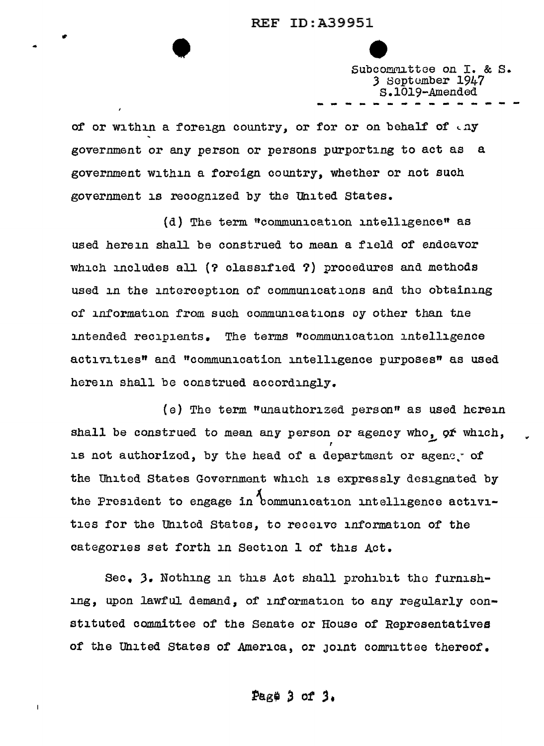Subcommittee on I. & S.
3 September 1947
S.1019-Amended

of or within a foreign country, or for or on behalf of any government or any person or persons purporting to act as a government within a foreign country, whether or not such government is recognized by the United States.

(d) The term "communication intelligence" as used herein shall be construed to mean a field of endeavor which includes all (? classified ?) procedures and methods used in the interception of communications and the obtaining of information from such communications by other than the intended recipients. The terms "communication intelligence activities" and "communication intelligence purposes" as used herein shall be construed accordingly.

(e) The term "unauthorized person" as used herein shall be construed to mean any person or agency who, or which, is not authorized, by the head of a department or agency of the United States Government which is expressly designated by the President to engage in communication intelligence activities for the United States, to receive information of the categories set forth in Section 1 of this Act.

Sec. 3. Nothing in this Act shall prohibit the furnishing, upon lawful demand, of information to any regularly constituted committee of the Senate or House of Representatives of the United States of America, or joint committee thereof.